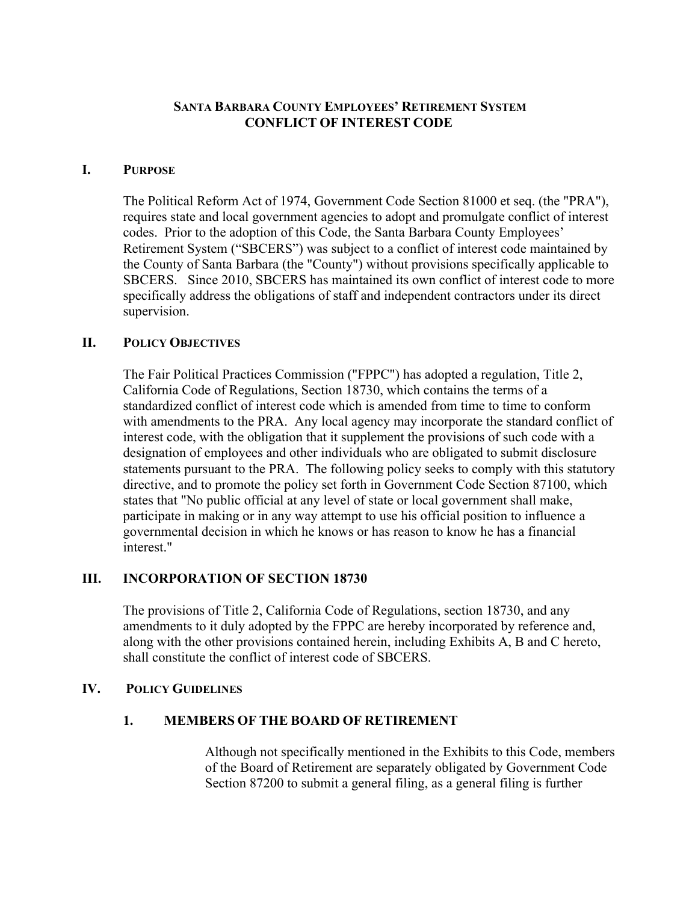# Santa Barbara County Employees' Retirement System
# CONFLICT OF INTEREST CODE

## I. Purpose

The Political Reform Act of 1974, Government Code Section 81000 et seq. (the "PRA"), requires state and local government agencies to adopt and promulgate conflict of interest codes. Prior to the adoption of this Code, the Santa Barbara County Employees' Retirement System ("SBCERS") was subject to a conflict of interest code maintained by the County of Santa Barbara (the "County") without provisions specifically applicable to SBCERS. Since 2010, SBCERS has maintained its own conflict of interest code to more specifically address the obligations of staff and independent contractors under its direct supervision.

## II. Policy Objectives

The Fair Political Practices Commission ("FPPC") has adopted a regulation, Title 2, California Code of Regulations, Section 18730, which contains the terms of a standardized conflict of interest code which is amended from time to time to conform with amendments to the PRA. Any local agency may incorporate the standard conflict of interest code, with the obligation that it supplement the provisions of such code with a designation of employees and other individuals who are obligated to submit disclosure statements pursuant to the PRA. The following policy seeks to comply with this statutory directive, and to promote the policy set forth in Government Code Section 87100, which states that "No public official at any level of state or local government shall make, participate in making or in any way attempt to use his official position to influence a governmental decision in which he knows or has reason to know he has a financial interest."

## III. INCORPORATION OF SECTION 18730

The provisions of Title 2, California Code of Regulations, section 18730, and any amendments to it duly adopted by the FPPC are hereby incorporated by reference and, along with the other provisions contained herein, including Exhibits A, B and C hereto, shall constitute the conflict of interest code of SBCERS.

## IV. Policy Guidelines

### 1. MEMBERS OF THE BOARD OF RETIREMENT

Although not specifically mentioned in the Exhibits to this Code, members of the Board of Retirement are separately obligated by Government Code Section 87200 to submit a general filing, as a general filing is further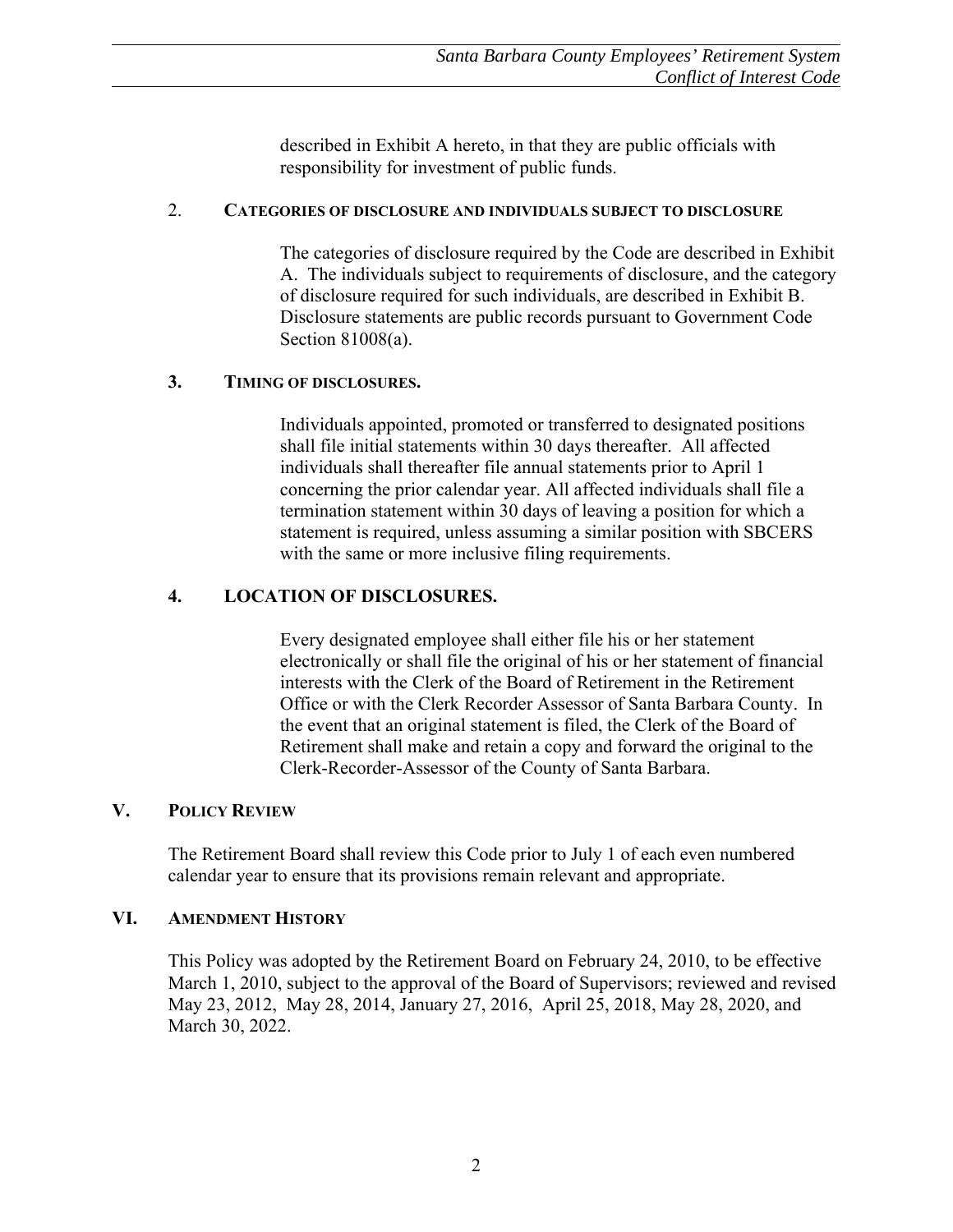described in Exhibit A hereto, in that they are public officials with responsibility for investment of public funds.

### 2. CATEGORIES OF DISCLOSURE AND INDIVIDUALS SUBJECT TO DISCLOSURE

The categories of disclosure required by the Code are described in Exhibit A. The individuals subject to requirements of disclosure, and the category of disclosure required for such individuals, are described in Exhibit B. Disclosure statements are public records pursuant to Government Code Section 81008(a).

### 3. TIMING OF DISCLOSURES.

Individuals appointed, promoted or transferred to designated positions shall file initial statements within 30 days thereafter. All affected individuals shall thereafter file annual statements prior to April 1 concerning the prior calendar year. All affected individuals shall file a termination statement within 30 days of leaving a position for which a statement is required, unless assuming a similar position with SBCERS with the same or more inclusive filing requirements.

### 4. LOCATION OF DISCLOSURES.

Every designated employee shall either file his or her statement electronically or shall file the original of his or her statement of financial interests with the Clerk of the Board of Retirement in the Retirement Office or with the Clerk Recorder Assessor of Santa Barbara County. In the event that an original statement is filed, the Clerk of the Board of Retirement shall make and retain a copy and forward the original to the Clerk-Recorder-Assessor of the County of Santa Barbara.

## V. POLICY REVIEW

The Retirement Board shall review this Code prior to July 1 of each even numbered calendar year to ensure that its provisions remain relevant and appropriate.

## VI. AMENDMENT HISTORY

This Policy was adopted by the Retirement Board on February 24, 2010, to be effective March 1, 2010, subject to the approval of the Board of Supervisors; reviewed and revised May 23, 2012, May 28, 2014, January 27, 2016, April 25, 2018, May 28, 2020, and March 30, 2022.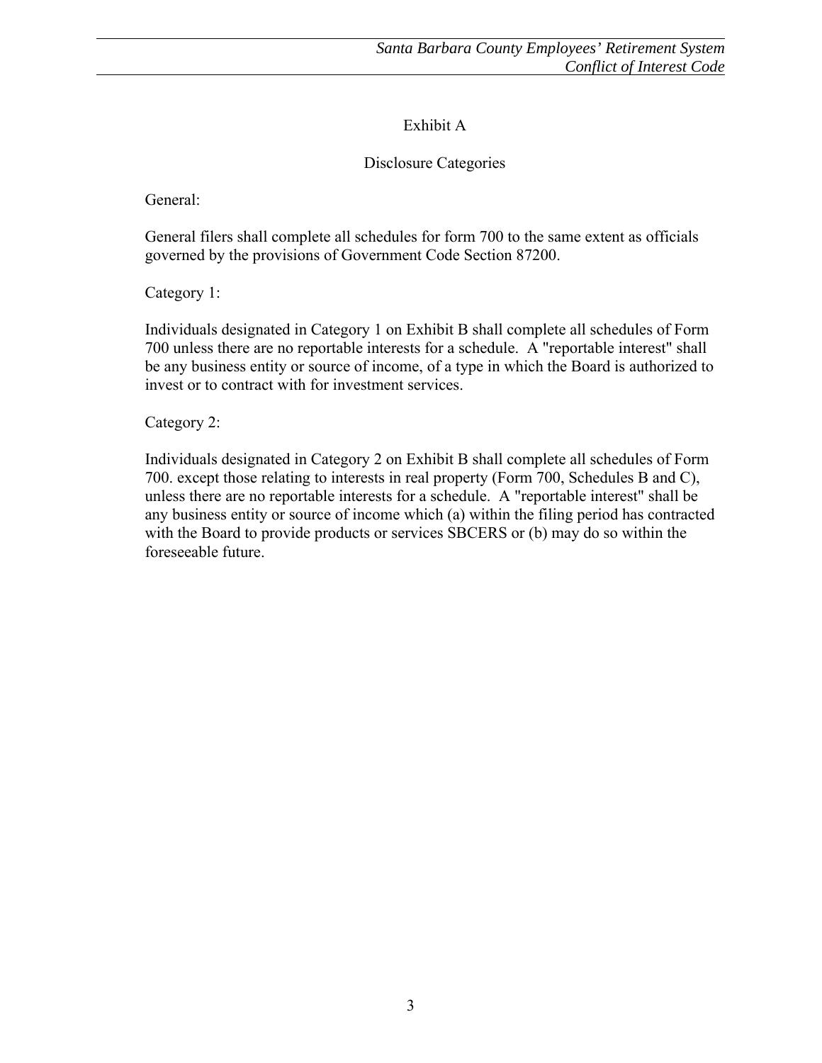## Exhibit A

## Disclosure Categories

General:

General filers shall complete all schedules for form 700 to the same extent as officials governed by the provisions of Government Code Section 87200.

Category 1:

Individuals designated in Category 1 on Exhibit B shall complete all schedules of Form 700 unless there are no reportable interests for a schedule. A "reportable interest" shall be any business entity or source of income, of a type in which the Board is authorized to invest or to contract with for investment services.

Category 2:

Individuals designated in Category 2 on Exhibit B shall complete all schedules of Form 700. except those relating to interests in real property (Form 700, Schedules B and C), unless there are no reportable interests for a schedule. A "reportable interest" shall be any business entity or source of income which (a) within the filing period has contracted with the Board to provide products or services SBCERS or (b) may do so within the foreseeable future.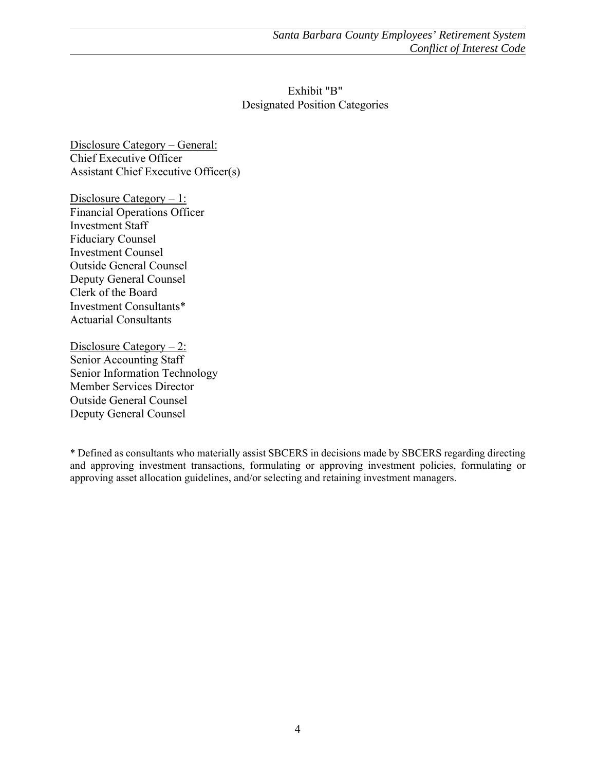Exhibit "B"
Designated Position Categories

Disclosure Category – General:
Chief Executive Officer
Assistant Chief Executive Officer(s)

Disclosure Category – 1:
Financial Operations Officer
Investment Staff
Fiduciary Counsel
Investment Counsel
Outside General Counsel
Deputy General Counsel
Clerk of the Board
Investment Consultants*
Actuarial Consultants

Disclosure Category – 2:
Senior Accounting Staff
Senior Information Technology
Member Services Director
Outside General Counsel
Deputy General Counsel

* Defined as consultants who materially assist SBCERS in decisions made by SBCERS regarding directing and approving investment transactions, formulating or approving investment policies, formulating or approving asset allocation guidelines, and/or selecting and retaining investment managers.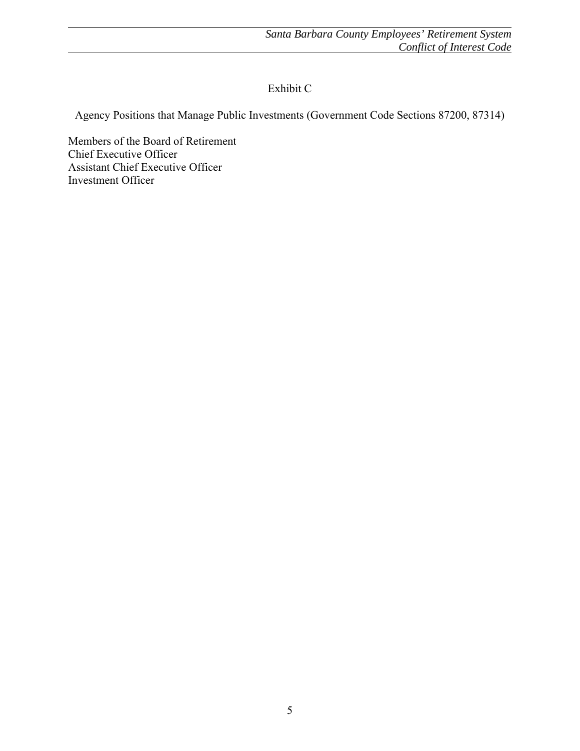# Exhibit C

Agency Positions that Manage Public Investments (Government Code Sections 87200, 87314)

Members of the Board of Retirement
Chief Executive Officer
Assistant Chief Executive Officer
Investment Officer